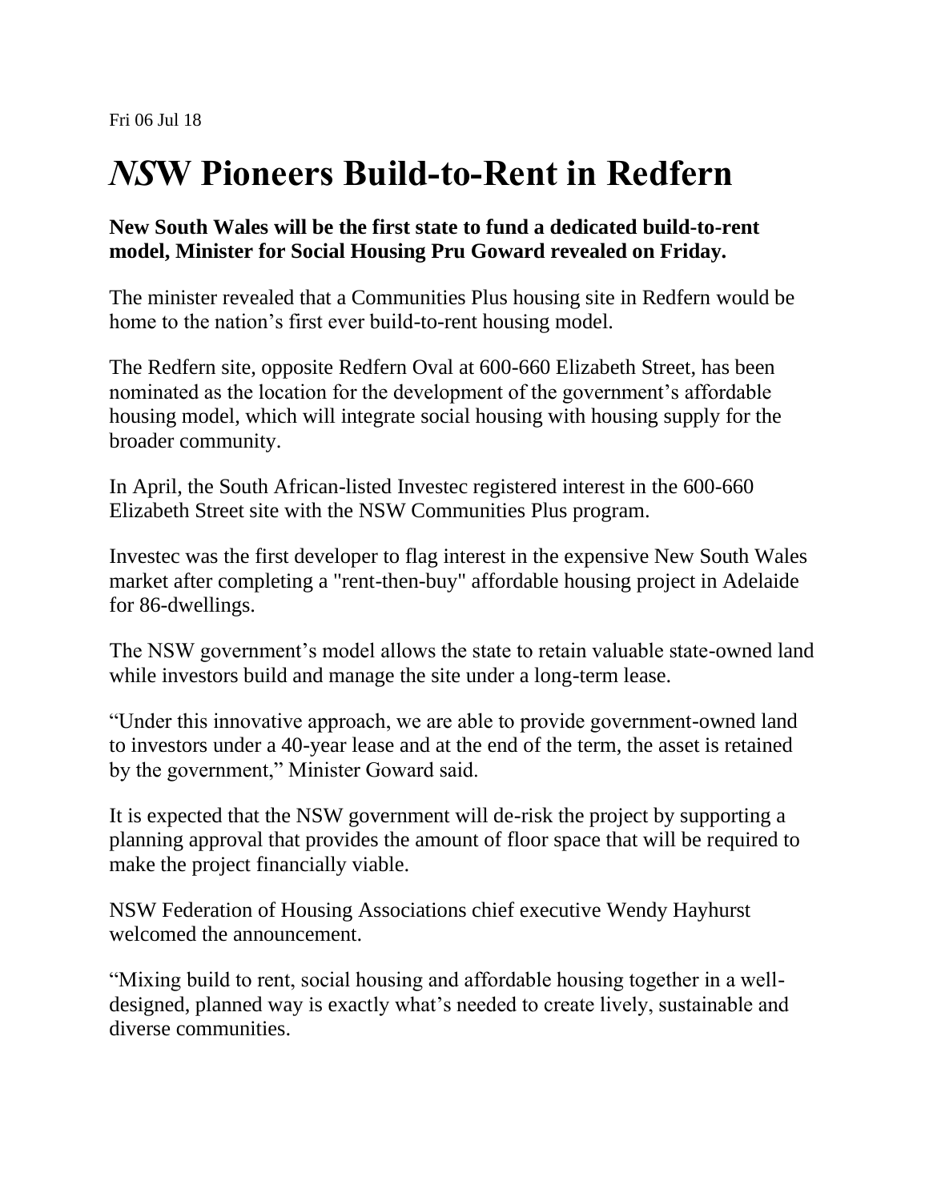Fri 06 Jul 18

# *NS*W Pioneers Build-to-Rent in Redfern

**New South Wales will be the first state to fund a dedicated build-to-rent model, Minister for Social Housing Pru Goward revealed on Friday.**

The minister revealed that a Communities Plus housing site in Redfern would be home to the nation's first ever build-to-rent housing model.

The Redfern site, opposite Redfern Oval at 600-660 Elizabeth Street, has been nominated as the location for the development of the government's affordable housing model, which will integrate social housing with housing supply for the broader community.

In April, the South African-listed Investec registered interest in the 600-660 Elizabeth Street site with the NSW Communities Plus program.

Investec was the first developer to flag interest in the expensive New South Wales market after completing a "rent-then-buy" affordable housing project in Adelaide for 86-dwellings.

The NSW government's model allows the state to retain valuable state-owned land while investors build and manage the site under a long-term lease.

"Under this innovative approach, we are able to provide government-owned land to investors under a 40-year lease and at the end of the term, the asset is retained by the government," Minister Goward said.

It is expected that the NSW government will de-risk the project by supporting a planning approval that provides the amount of floor space that will be required to make the project financially viable.

NSW Federation of Housing Associations chief executive Wendy Hayhurst welcomed the announcement.

"Mixing build to rent, social housing and affordable housing together in a well-designed, planned way is exactly what's needed to create lively, sustainable and diverse communities.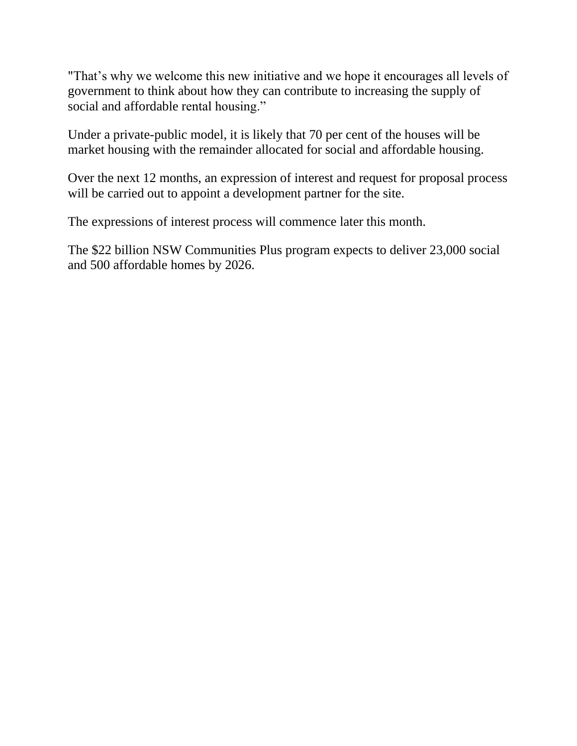"That's why we welcome this new initiative and we hope it encourages all levels of government to think about how they can contribute to increasing the supply of social and affordable rental housing."

Under a private-public model, it is likely that 70 per cent of the houses will be market housing with the remainder allocated for social and affordable housing.

Over the next 12 months, an expression of interest and request for proposal process will be carried out to appoint a development partner for the site.

The expressions of interest process will commence later this month.

The $22 billion NSW Communities Plus program expects to deliver 23,000 social and 500 affordable homes by 2026.